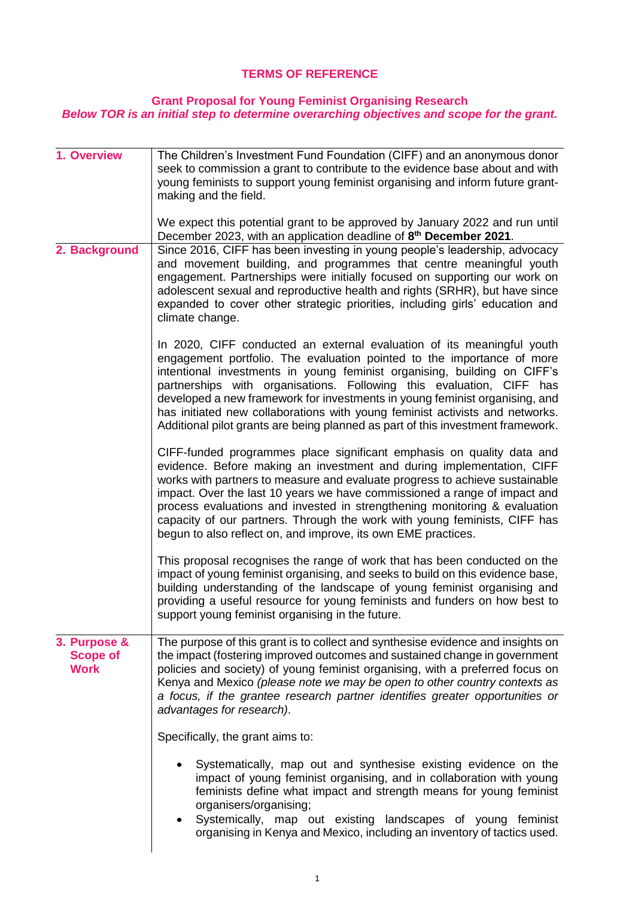**TERMS OF REFERENCE**

**Grant Proposal for Young Feminist Organising Research**
***Below TOR is an initial step to determine overarching objectives and scope for the grant.***

| | |
|---|---|
| **1. Overview** | The Children's Investment Fund Foundation (CIFF) and an anonymous donor seek to commission a grant to contribute to the evidence base about and with young feminists to support young feminist organising and inform future grant-making and the field.<br><br>We expect this potential grant to be approved by January 2022 and run until December 2023, with an application deadline of **8th December 2021**. |
| **2. Background** | Since 2016, CIFF has been investing in young people's leadership, advocacy and movement building, and programmes that centre meaningful youth engagement. Partnerships were initially focused on supporting our work on adolescent sexual and reproductive health and rights (SRHR), but have since expanded to cover other strategic priorities, including girls' education and climate change.<br><br>In 2020, CIFF conducted an external evaluation of its meaningful youth engagement portfolio. The evaluation pointed to the importance of more intentional investments in young feminist organising, building on CIFF's partnerships with organisations. Following this evaluation, CIFF has developed a new framework for investments in young feminist organising, and has initiated new collaborations with young feminist activists and networks. Additional pilot grants are being planned as part of this investment framework.<br><br>CIFF-funded programmes place significant emphasis on quality data and evidence. Before making an investment and during implementation, CIFF works with partners to measure and evaluate progress to achieve sustainable impact. Over the last 10 years we have commissioned a range of impact and process evaluations and invested in strengthening monitoring & evaluation capacity of our partners. Through the work with young feminists, CIFF has begun to also reflect on, and improve, its own EME practices.<br><br>This proposal recognises the range of work that has been conducted on the impact of young feminist organising, and seeks to build on this evidence base, building understanding of the landscape of young feminist organising and providing a useful resource for young feminists and funders on how best to support young feminist organising in the future. |
| **3. Purpose & Scope of Work** | The purpose of this grant is to collect and synthesise evidence and insights on the impact (fostering improved outcomes and sustained change in government policies and society) of young feminist organising, with a preferred focus on Kenya and Mexico *(please note we may be open to other country contexts as a focus, if the grantee research partner identifies greater opportunities or advantages for research)*.<br><br>Specifically, the grant aims to:<br><br>• Systematically, map out and synthesise existing evidence on the impact of young feminist organising, and in collaboration with young feminists define what impact and strength means for young feminist organisers/organising;<br>• Systemically, map out existing landscapes of young feminist organising in Kenya and Mexico, including an inventory of tactics used. |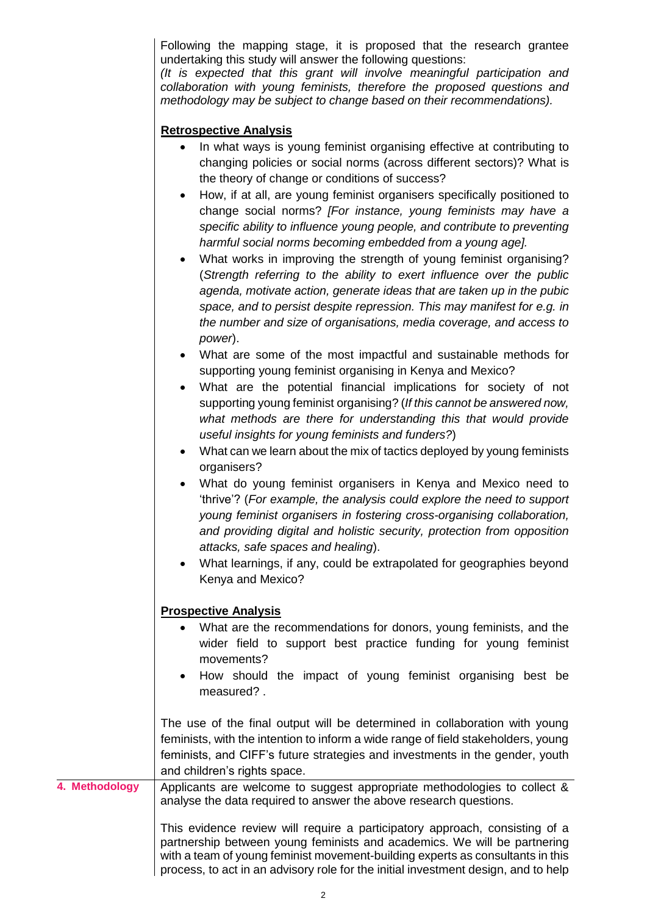Following the mapping stage, it is proposed that the research grantee undertaking this study will answer the following questions:
*(It is expected that this grant will involve meaningful participation and collaboration with young feminists, therefore the proposed questions and methodology may be subject to change based on their recommendations).*

**Retrospective Analysis**

- In what ways is young feminist organising effective at contributing to changing policies or social norms (across different sectors)? What is the theory of change or conditions of success?
- How, if at all, are young feminist organisers specifically positioned to change social norms? *[For instance, young feminists may have a specific ability to influence young people, and contribute to preventing harmful social norms becoming embedded from a young age].*
- What works in improving the strength of young feminist organising? (*Strength referring to the ability to exert influence over the public agenda, motivate action, generate ideas that are taken up in the pubic space, and to persist despite repression. This may manifest for e.g. in the number and size of organisations, media coverage, and access to power*).
- What are some of the most impactful and sustainable methods for supporting young feminist organising in Kenya and Mexico?
- What are the potential financial implications for society of not supporting young feminist organising? (*If this cannot be answered now, what methods are there for understanding this that would provide useful insights for young feminists and funders?*)
- What can we learn about the mix of tactics deployed by young feminists organisers?
- What do young feminist organisers in Kenya and Mexico need to 'thrive'? (*For example, the analysis could explore the need to support young feminist organisers in fostering cross-organising collaboration, and providing digital and holistic security, protection from opposition attacks, safe spaces and healing*).
- What learnings, if any, could be extrapolated for geographies beyond Kenya and Mexico?

**Prospective Analysis**

- What are the recommendations for donors, young feminists, and the wider field to support best practice funding for young feminist movements?
- How should the impact of young feminist organising best be measured? .

The use of the final output will be determined in collaboration with young feminists, with the intention to inform a wide range of field stakeholders, young feminists, and CIFF's future strategies and investments in the gender, youth and children's rights space.

## 4. Methodology

Applicants are welcome to suggest appropriate methodologies to collect & analyse the data required to answer the above research questions.

This evidence review will require a participatory approach, consisting of a partnership between young feminists and academics. We will be partnering with a team of young feminist movement-building experts as consultants in this process, to act in an advisory role for the initial investment design, and to help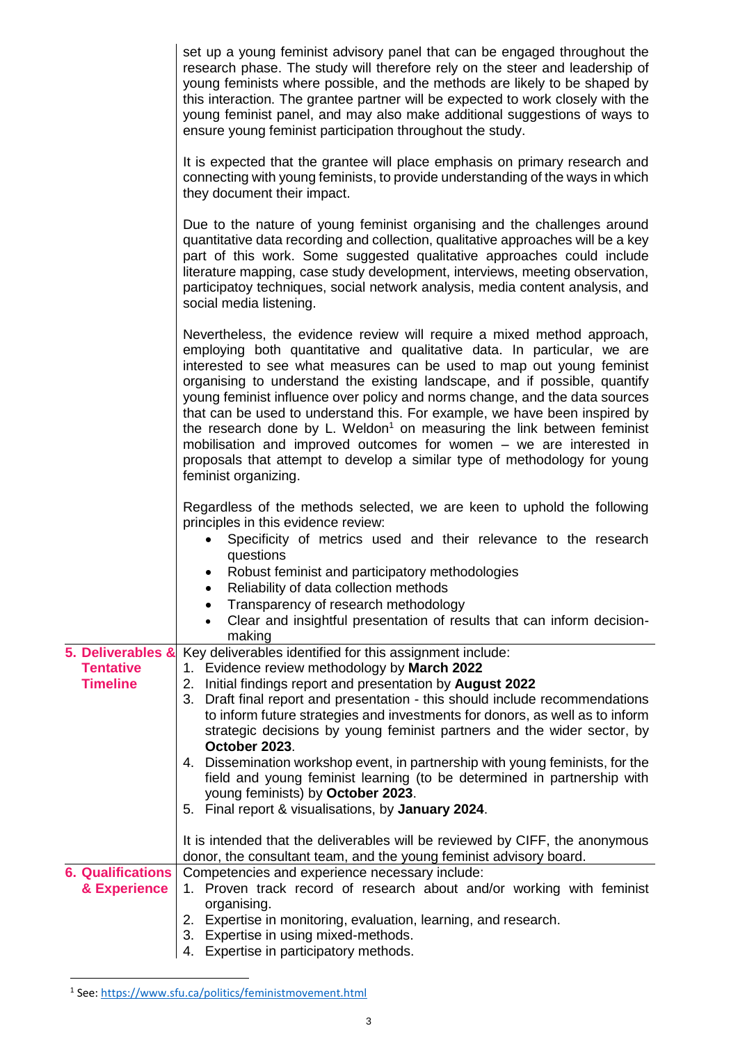set up a young feminist advisory panel that can be engaged throughout the research phase. The study will therefore rely on the steer and leadership of young feminists where possible, and the methods are likely to be shaped by this interaction. The grantee partner will be expected to work closely with the young feminist panel, and may also make additional suggestions of ways to ensure young feminist participation throughout the study.

It is expected that the grantee will place emphasis on primary research and connecting with young feminists, to provide understanding of the ways in which they document their impact.

Due to the nature of young feminist organising and the challenges around quantitative data recording and collection, qualitative approaches will be a key part of this work. Some suggested qualitative approaches could include literature mapping, case study development, interviews, meeting observation, participatoy techniques, social network analysis, media content analysis, and social media listening.

Nevertheless, the evidence review will require a mixed method approach, employing both quantitative and qualitative data. In particular, we are interested to see what measures can be used to map out young feminist organising to understand the existing landscape, and if possible, quantify young feminist influence over policy and norms change, and the data sources that can be used to understand this. For example, we have been inspired by the research done by L. Weldon[1] on measuring the link between feminist mobilisation and improved outcomes for women – we are interested in proposals that attempt to develop a similar type of methodology for young feminist organizing.

Regardless of the methods selected, we are keen to uphold the following principles in this evidence review:

- Specificity of metrics used and their relevance to the research questions
- Robust feminist and participatory methodologies
- Reliability of data collection methods
- Transparency of research methodology
- Clear and insightful presentation of results that can inform decision-making

## 5. Deliverables & Tentative Timeline

Key deliverables identified for this assignment include:

1. Evidence review methodology by **March 2022**
2. Initial findings report and presentation by **August 2022**
3. Draft final report and presentation - this should include recommendations to inform future strategies and investments for donors, as well as to inform strategic decisions by young feminist partners and the wider sector, by **October 2023**.
4. Dissemination workshop event, in partnership with young feminists, for the field and young feminist learning (to be determined in partnership with young feminists) by **October 2023**.
5. Final report & visualisations, by **January 2024**.

It is intended that the deliverables will be reviewed by CIFF, the anonymous donor, the consultant team, and the young feminist advisory board.

## 6. Qualifications & Experience

Competencies and experience necessary include:

1. Proven track record of research about and/or working with feminist organising.
2. Expertise in monitoring, evaluation, learning, and research.
3. Expertise in using mixed-methods.
4. Expertise in participatory methods.

---

[1] See: https://www.sfu.ca/politics/feministmovement.html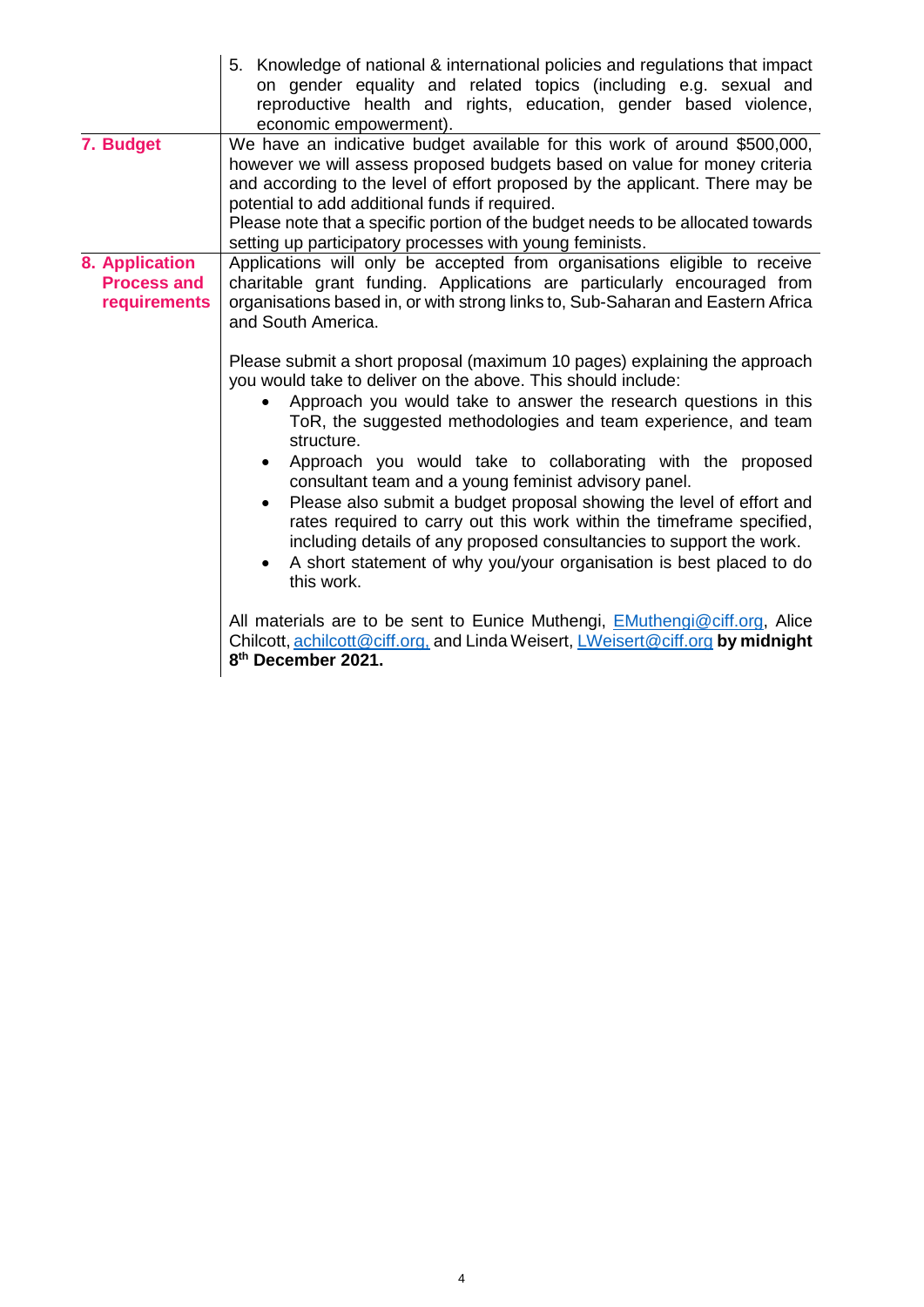| | |
|---|---|
| | 5. Knowledge of national & international policies and regulations that impact on gender equality and related topics (including e.g. sexual and reproductive health and rights, education, gender based violence, economic empowerment). |
| **7. Budget** | We have an indicative budget available for this work of around $500,000, however we will assess proposed budgets based on value for money criteria and according to the level of effort proposed by the applicant. There may be potential to add additional funds if required.<br>Please note that a specific portion of the budget needs to be allocated towards setting up participatory processes with young feminists. |
| **8. Application Process and requirements** | Applications will only be accepted from organisations eligible to receive charitable grant funding. Applications are particularly encouraged from organisations based in, or with strong links to, Sub-Saharan and Eastern Africa and South America.<br><br>Please submit a short proposal (maximum 10 pages) explaining the approach you would take to deliver on the above. This should include:<br>• Approach you would take to answer the research questions in this ToR, the suggested methodologies and team experience, and team structure.<br>• Approach you would take to collaborating with the proposed consultant team and a young feminist advisory panel.<br>• Please also submit a budget proposal showing the level of effort and rates required to carry out this work within the timeframe specified, including details of any proposed consultancies to support the work.<br>• A short statement of why you/your organisation is best placed to do this work.<br><br>All materials are to be sent to Eunice Muthengi, EMuthengi@ciff.org, Alice Chilcott, achilcott@ciff.org, and Linda Weisert, LWeisert@ciff.org **by midnight 8th December 2021.** |